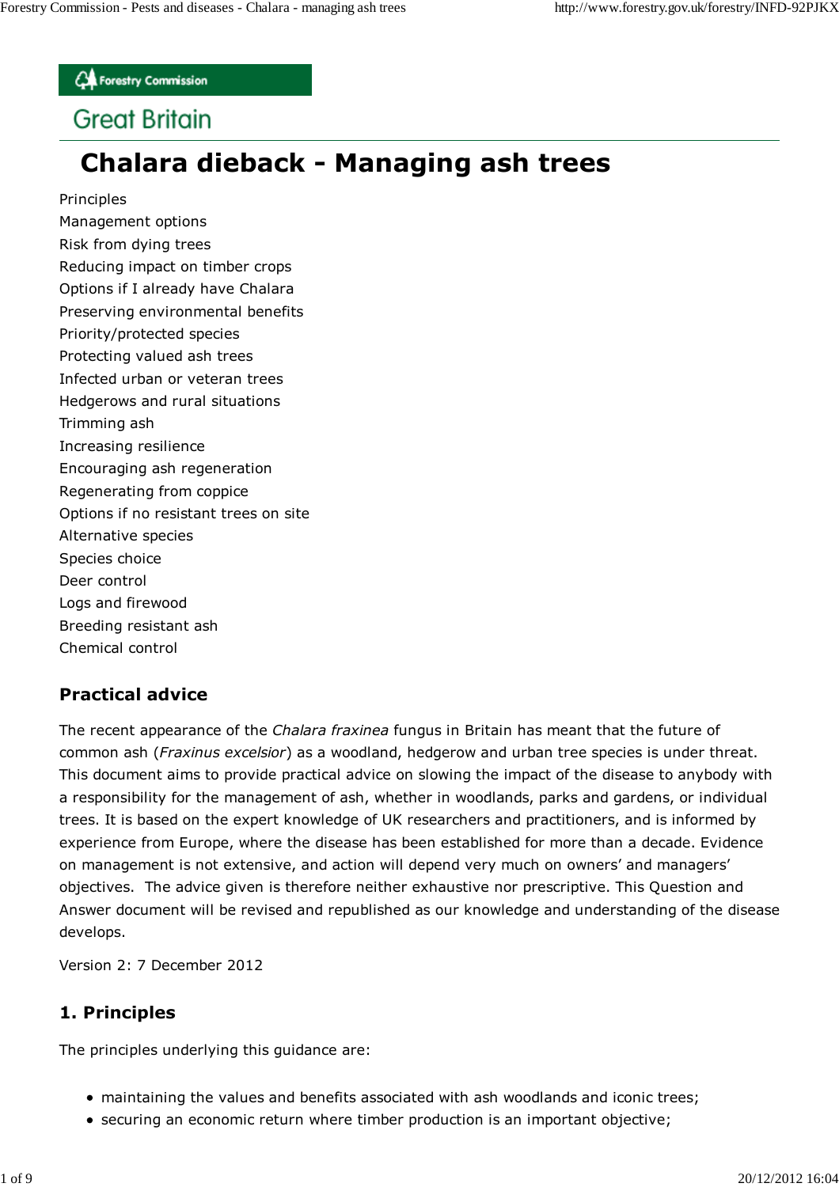Forestry Commission

Great Britain

# Chalara dieback - Managing ash trees

Principles
Management options
Risk from dying trees
Reducing impact on timber crops
Options if I already have Chalara
Preserving environmental benefits
Priority/protected species
Protecting valued ash trees
Infected urban or veteran trees
Hedgerows and rural situations
Trimming ash
Increasing resilience
Encouraging ash regeneration
Regenerating from coppice
Options if no resistant trees on site
Alternative species
Species choice
Deer control
Logs and firewood
Breeding resistant ash
Chemical control

## Practical advice

The recent appearance of the *Chalara fraxinea* fungus in Britain has meant that the future of common ash (*Fraxinus excelsior*) as a woodland, hedgerow and urban tree species is under threat. This document aims to provide practical advice on slowing the impact of the disease to anybody with a responsibility for the management of ash, whether in woodlands, parks and gardens, or individual trees. It is based on the expert knowledge of UK researchers and practitioners, and is informed by experience from Europe, where the disease has been established for more than a decade. Evidence on management is not extensive, and action will depend very much on owners' and managers' objectives. The advice given is therefore neither exhaustive nor prescriptive. This Question and Answer document will be revised and republished as our knowledge and understanding of the disease develops.

Version 2: 7 December 2012

## 1. Principles

The principles underlying this guidance are:

- maintaining the values and benefits associated with ash woodlands and iconic trees;
- securing an economic return where timber production is an important objective;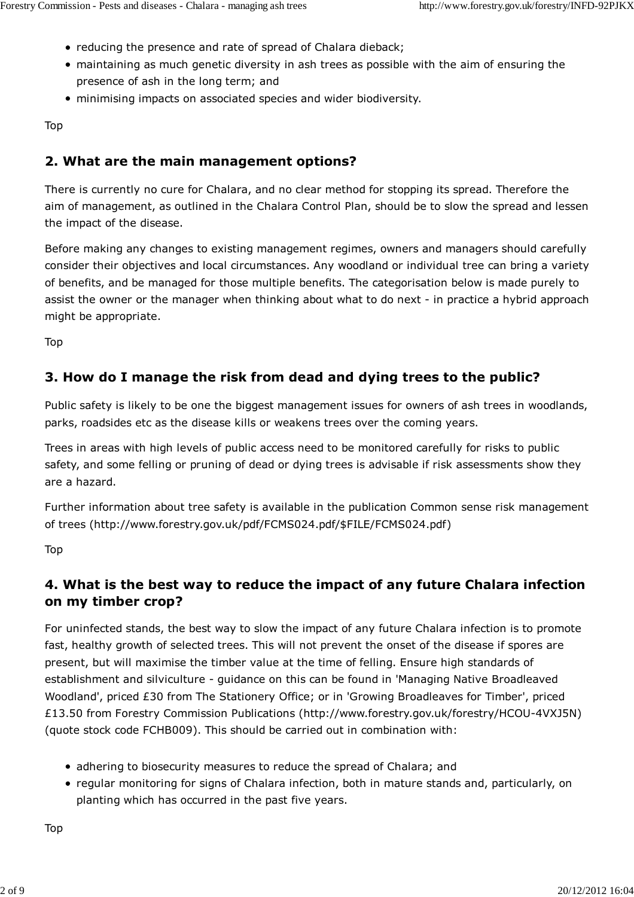- reducing the presence and rate of spread of Chalara dieback;
- maintaining as much genetic diversity in ash trees as possible with the aim of ensuring the presence of ash in the long term; and
- minimising impacts on associated species and wider biodiversity.

Top

## 2. What are the main management options?

There is currently no cure for Chalara, and no clear method for stopping its spread. Therefore the aim of management, as outlined in the Chalara Control Plan, should be to slow the spread and lessen the impact of the disease.

Before making any changes to existing management regimes, owners and managers should carefully consider their objectives and local circumstances. Any woodland or individual tree can bring a variety of benefits, and be managed for those multiple benefits. The categorisation below is made purely to assist the owner or the manager when thinking about what to do next - in practice a hybrid approach might be appropriate.

Top

## 3. How do I manage the risk from dead and dying trees to the public?

Public safety is likely to be one the biggest management issues for owners of ash trees in woodlands, parks, roadsides etc as the disease kills or weakens trees over the coming years.

Trees in areas with high levels of public access need to be monitored carefully for risks to public safety, and some felling or pruning of dead or dying trees is advisable if risk assessments show they are a hazard.

Further information about tree safety is available in the publication Common sense risk management of trees (http://www.forestry.gov.uk/pdf/FCMS024.pdf/$FILE/FCMS024.pdf)

Top

## 4. What is the best way to reduce the impact of any future Chalara infection on my timber crop?

For uninfected stands, the best way to slow the impact of any future Chalara infection is to promote fast, healthy growth of selected trees. This will not prevent the onset of the disease if spores are present, but will maximise the timber value at the time of felling. Ensure high standards of establishment and silviculture - guidance on this can be found in 'Managing Native Broadleaved Woodland', priced £30 from The Stationery Office; or in 'Growing Broadleaves for Timber', priced £13.50 from Forestry Commission Publications (http://www.forestry.gov.uk/forestry/HCOU-4VXJ5N) (quote stock code FCHB009). This should be carried out in combination with:

- adhering to biosecurity measures to reduce the spread of Chalara; and
- regular monitoring for signs of Chalara infection, both in mature stands and, particularly, on planting which has occurred in the past five years.

Top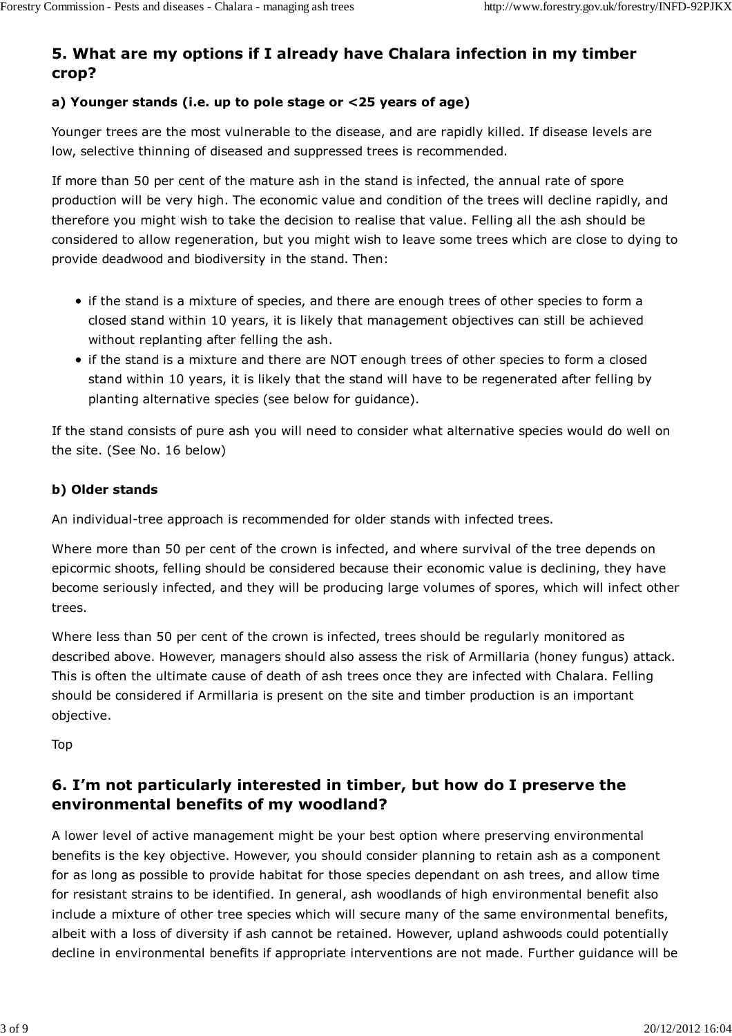## 5. What are my options if I already have Chalara infection in my timber crop?

### a) Younger stands (i.e. up to pole stage or <25 years of age)

Younger trees are the most vulnerable to the disease, and are rapidly killed. If disease levels are low, selective thinning of diseased and suppressed trees is recommended.

If more than 50 per cent of the mature ash in the stand is infected, the annual rate of spore production will be very high. The economic value and condition of the trees will decline rapidly, and therefore you might wish to take the decision to realise that value. Felling all the ash should be considered to allow regeneration, but you might wish to leave some trees which are close to dying to provide deadwood and biodiversity in the stand. Then:

- if the stand is a mixture of species, and there are enough trees of other species to form a closed stand within 10 years, it is likely that management objectives can still be achieved without replanting after felling the ash.
- if the stand is a mixture and there are NOT enough trees of other species to form a closed stand within 10 years, it is likely that the stand will have to be regenerated after felling by planting alternative species (see below for guidance).

If the stand consists of pure ash you will need to consider what alternative species would do well on the site. (See No. 16 below)

### b) Older stands

An individual-tree approach is recommended for older stands with infected trees.

Where more than 50 per cent of the crown is infected, and where survival of the tree depends on epicormic shoots, felling should be considered because their economic value is declining, they have become seriously infected, and they will be producing large volumes of spores, which will infect other trees.

Where less than 50 per cent of the crown is infected, trees should be regularly monitored as described above. However, managers should also assess the risk of Armillaria (honey fungus) attack. This is often the ultimate cause of death of ash trees once they are infected with Chalara. Felling should be considered if Armillaria is present on the site and timber production is an important objective.

Top

## 6. I'm not particularly interested in timber, but how do I preserve the environmental benefits of my woodland?

A lower level of active management might be your best option where preserving environmental benefits is the key objective. However, you should consider planning to retain ash as a component for as long as possible to provide habitat for those species dependant on ash trees, and allow time for resistant strains to be identified. In general, ash woodlands of high environmental benefit also include a mixture of other tree species which will secure many of the same environmental benefits, albeit with a loss of diversity if ash cannot be retained. However, upland ashwoods could potentially decline in environmental benefits if appropriate interventions are not made. Further guidance will be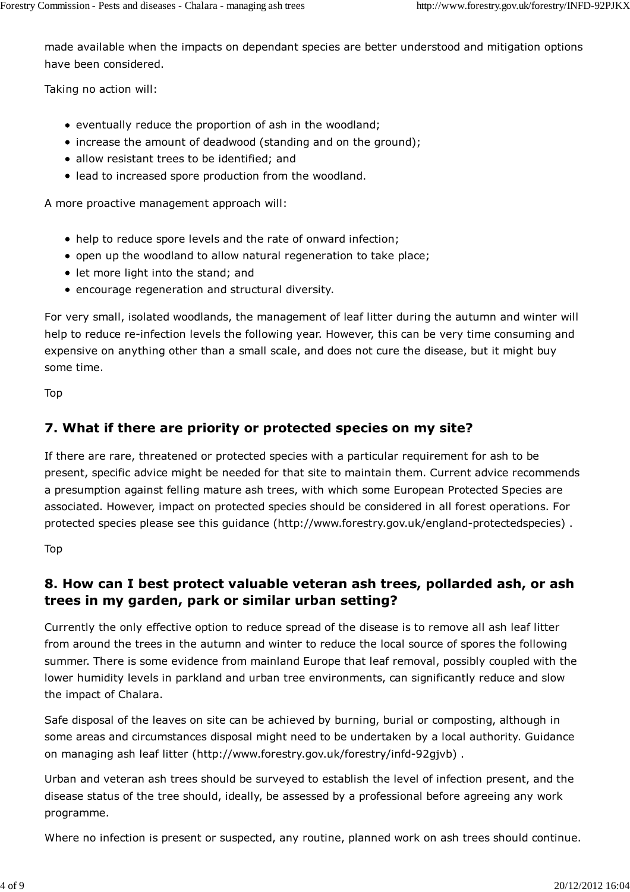made available when the impacts on dependant species are better understood and mitigation options have been considered.

Taking no action will:

- eventually reduce the proportion of ash in the woodland;
- increase the amount of deadwood (standing and on the ground);
- allow resistant trees to be identified; and
- lead to increased spore production from the woodland.

A more proactive management approach will:

- help to reduce spore levels and the rate of onward infection;
- open up the woodland to allow natural regeneration to take place;
- let more light into the stand; and
- encourage regeneration and structural diversity.

For very small, isolated woodlands, the management of leaf litter during the autumn and winter will help to reduce re-infection levels the following year. However, this can be very time consuming and expensive on anything other than a small scale, and does not cure the disease, but it might buy some time.

Top

## 7. What if there are priority or protected species on my site?

If there are rare, threatened or protected species with a particular requirement for ash to be present, specific advice might be needed for that site to maintain them. Current advice recommends a presumption against felling mature ash trees, with which some European Protected Species are associated. However, impact on protected species should be considered in all forest operations. For protected species please see this guidance (http://www.forestry.gov.uk/england-protectedspecies) .

Top

## 8. How can I best protect valuable veteran ash trees, pollarded ash, or ash trees in my garden, park or similar urban setting?

Currently the only effective option to reduce spread of the disease is to remove all ash leaf litter from around the trees in the autumn and winter to reduce the local source of spores the following summer. There is some evidence from mainland Europe that leaf removal, possibly coupled with the lower humidity levels in parkland and urban tree environments, can significantly reduce and slow the impact of Chalara.

Safe disposal of the leaves on site can be achieved by burning, burial or composting, although in some areas and circumstances disposal might need to be undertaken by a local authority. Guidance on managing ash leaf litter (http://www.forestry.gov.uk/forestry/infd-92gjvb) .

Urban and veteran ash trees should be surveyed to establish the level of infection present, and the disease status of the tree should, ideally, be assessed by a professional before agreeing any work programme.

Where no infection is present or suspected, any routine, planned work on ash trees should continue.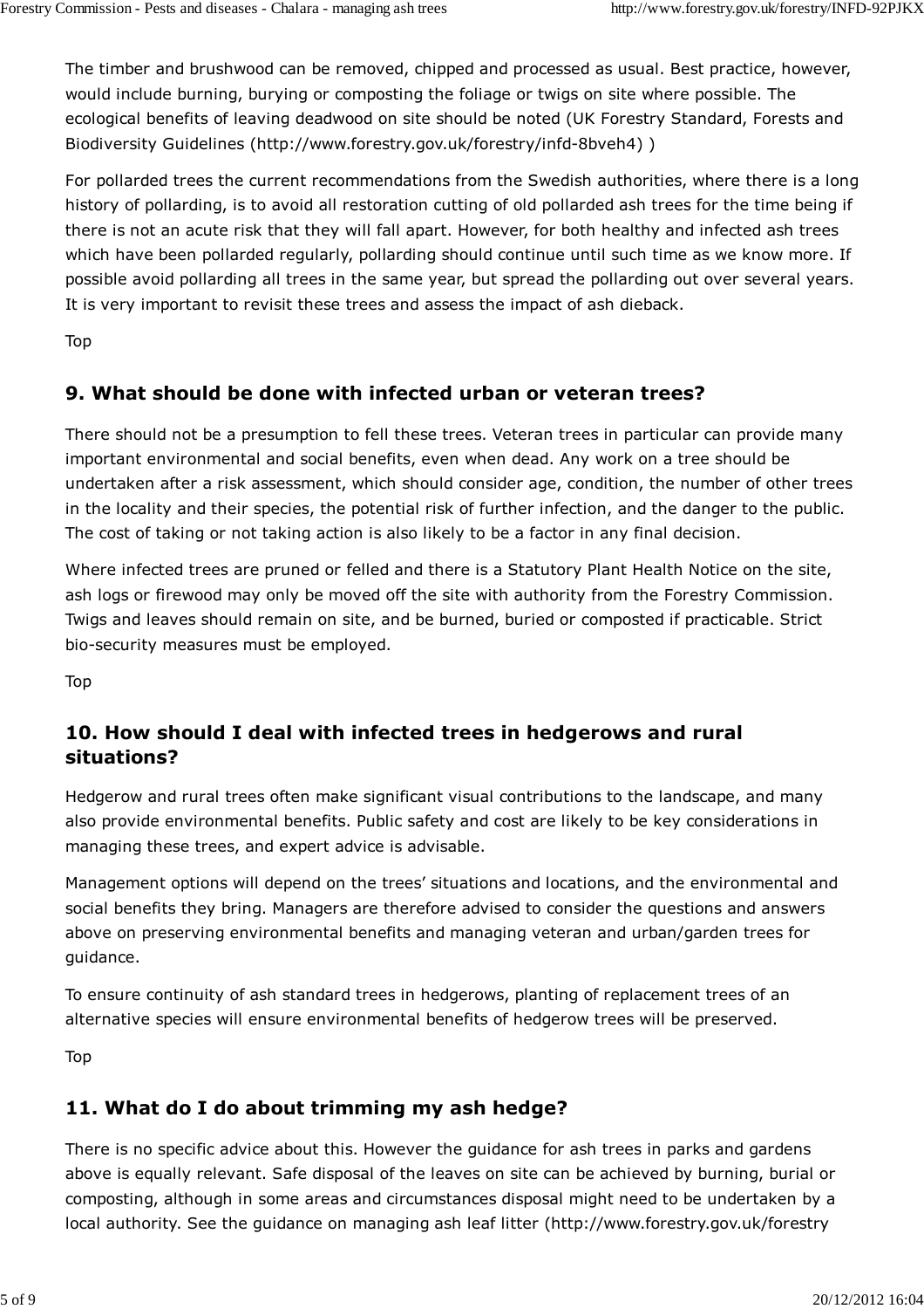The timber and brushwood can be removed, chipped and processed as usual. Best practice, however, would include burning, burying or composting the foliage or twigs on site where possible. The ecological benefits of leaving deadwood on site should be noted (UK Forestry Standard, Forests and Biodiversity Guidelines (http://www.forestry.gov.uk/forestry/infd-8bveh4) )

For pollarded trees the current recommendations from the Swedish authorities, where there is a long history of pollarding, is to avoid all restoration cutting of old pollarded ash trees for the time being if there is not an acute risk that they will fall apart. However, for both healthy and infected ash trees which have been pollarded regularly, pollarding should continue until such time as we know more. If possible avoid pollarding all trees in the same year, but spread the pollarding out over several years. It is very important to revisit these trees and assess the impact of ash dieback.

Top

## 9. What should be done with infected urban or veteran trees?

There should not be a presumption to fell these trees. Veteran trees in particular can provide many important environmental and social benefits, even when dead. Any work on a tree should be undertaken after a risk assessment, which should consider age, condition, the number of other trees in the locality and their species, the potential risk of further infection, and the danger to the public. The cost of taking or not taking action is also likely to be a factor in any final decision.

Where infected trees are pruned or felled and there is a Statutory Plant Health Notice on the site, ash logs or firewood may only be moved off the site with authority from the Forestry Commission. Twigs and leaves should remain on site, and be burned, buried or composted if practicable. Strict bio-security measures must be employed.

Top

## 10. How should I deal with infected trees in hedgerows and rural situations?

Hedgerow and rural trees often make significant visual contributions to the landscape, and many also provide environmental benefits. Public safety and cost are likely to be key considerations in managing these trees, and expert advice is advisable.

Management options will depend on the trees' situations and locations, and the environmental and social benefits they bring. Managers are therefore advised to consider the questions and answers above on preserving environmental benefits and managing veteran and urban/garden trees for guidance.

To ensure continuity of ash standard trees in hedgerows, planting of replacement trees of an alternative species will ensure environmental benefits of hedgerow trees will be preserved.

Top

## 11. What do I do about trimming my ash hedge?

There is no specific advice about this. However the guidance for ash trees in parks and gardens above is equally relevant. Safe disposal of the leaves on site can be achieved by burning, burial or composting, although in some areas and circumstances disposal might need to be undertaken by a local authority. See the guidance on managing ash leaf litter (http://www.forestry.gov.uk/forestry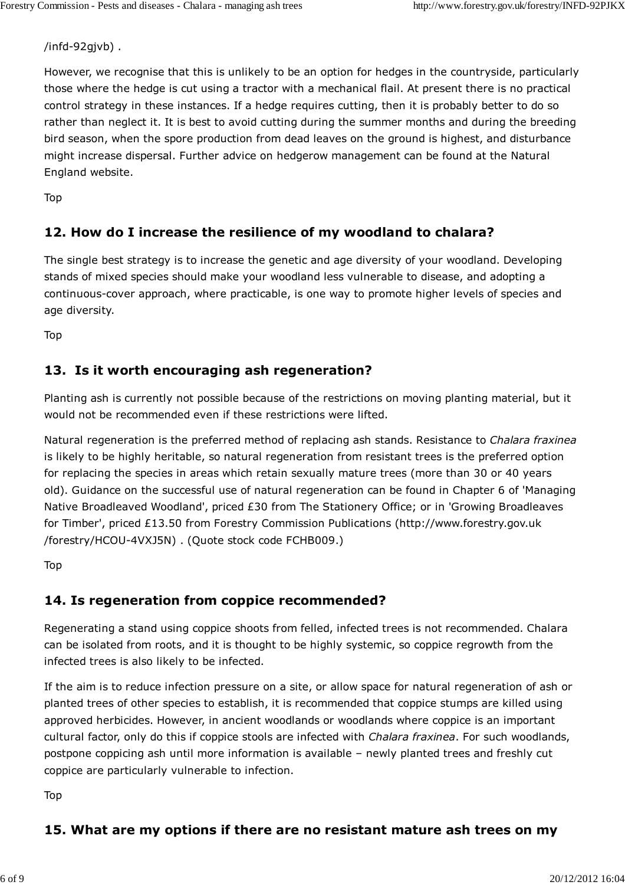/infd-92gjvb) .

However, we recognise that this is unlikely to be an option for hedges in the countryside, particularly those where the hedge is cut using a tractor with a mechanical flail. At present there is no practical control strategy in these instances. If a hedge requires cutting, then it is probably better to do so rather than neglect it. It is best to avoid cutting during the summer months and during the breeding bird season, when the spore production from dead leaves on the ground is highest, and disturbance might increase dispersal. Further advice on hedgerow management can be found at the Natural England website.

Top

## 12. How do I increase the resilience of my woodland to chalara?

The single best strategy is to increase the genetic and age diversity of your woodland. Developing stands of mixed species should make your woodland less vulnerable to disease, and adopting a continuous-cover approach, where practicable, is one way to promote higher levels of species and age diversity.

Top

## 13. Is it worth encouraging ash regeneration?

Planting ash is currently not possible because of the restrictions on moving planting material, but it would not be recommended even if these restrictions were lifted.

Natural regeneration is the preferred method of replacing ash stands. Resistance to *Chalara fraxinea* is likely to be highly heritable, so natural regeneration from resistant trees is the preferred option for replacing the species in areas which retain sexually mature trees (more than 30 or 40 years old). Guidance on the successful use of natural regeneration can be found in Chapter 6 of 'Managing Native Broadleaved Woodland', priced £30 from The Stationery Office; or in 'Growing Broadleaves for Timber', priced £13.50 from Forestry Commission Publications (http://www.forestry.gov.uk/forestry/HCOU-4VXJ5N) . (Quote stock code FCHB009.)

Top

## 14. Is regeneration from coppice recommended?

Regenerating a stand using coppice shoots from felled, infected trees is not recommended. Chalara can be isolated from roots, and it is thought to be highly systemic, so coppice regrowth from the infected trees is also likely to be infected.

If the aim is to reduce infection pressure on a site, or allow space for natural regeneration of ash or planted trees of other species to establish, it is recommended that coppice stumps are killed using approved herbicides. However, in ancient woodlands or woodlands where coppice is an important cultural factor, only do this if coppice stools are infected with *Chalara fraxinea*. For such woodlands, postpone coppicing ash until more information is available – newly planted trees and freshly cut coppice are particularly vulnerable to infection.

Top

## 15. What are my options if there are no resistant mature ash trees on my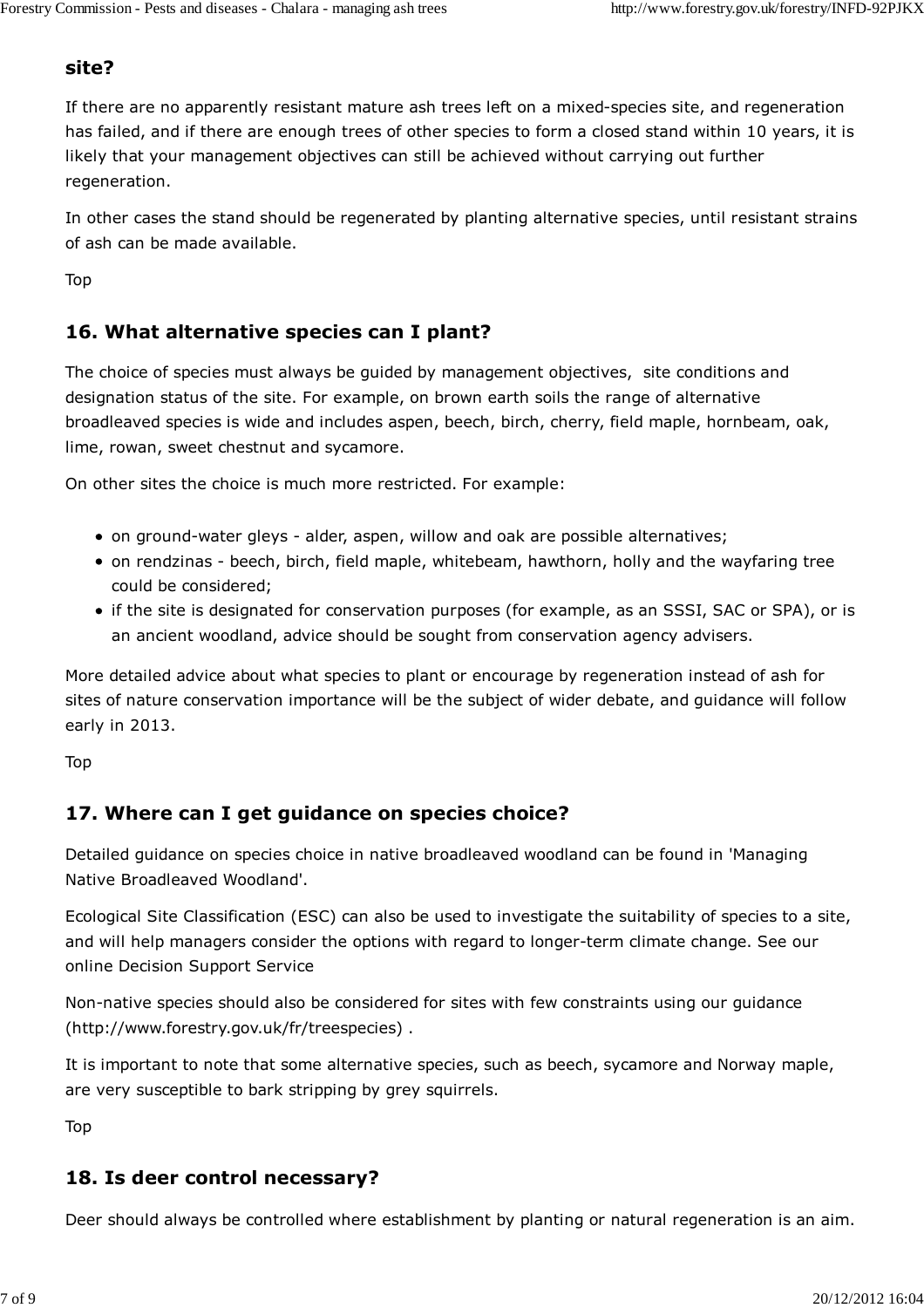site?

If there are no apparently resistant mature ash trees left on a mixed-species site, and regeneration has failed, and if there are enough trees of other species to form a closed stand within 10 years, it is likely that your management objectives can still be achieved without carrying out further regeneration.

In other cases the stand should be regenerated by planting alternative species, until resistant strains of ash can be made available.

Top

## 16. What alternative species can I plant?

The choice of species must always be guided by management objectives, site conditions and designation status of the site. For example, on brown earth soils the range of alternative broadleaved species is wide and includes aspen, beech, birch, cherry, field maple, hornbeam, oak, lime, rowan, sweet chestnut and sycamore.

On other sites the choice is much more restricted. For example:

- on ground-water gleys - alder, aspen, willow and oak are possible alternatives;
- on rendzinas - beech, birch, field maple, whitebeam, hawthorn, holly and the wayfaring tree could be considered;
- if the site is designated for conservation purposes (for example, as an SSSI, SAC or SPA), or is an ancient woodland, advice should be sought from conservation agency advisers.

More detailed advice about what species to plant or encourage by regeneration instead of ash for sites of nature conservation importance will be the subject of wider debate, and guidance will follow early in 2013.

Top

## 17. Where can I get guidance on species choice?

Detailed guidance on species choice in native broadleaved woodland can be found in 'Managing Native Broadleaved Woodland'.

Ecological Site Classification (ESC) can also be used to investigate the suitability of species to a site, and will help managers consider the options with regard to longer-term climate change. See our online Decision Support Service

Non-native species should also be considered for sites with few constraints using our guidance (http://www.forestry.gov.uk/fr/treespecies) .

It is important to note that some alternative species, such as beech, sycamore and Norway maple, are very susceptible to bark stripping by grey squirrels.

Top

## 18. Is deer control necessary?

Deer should always be controlled where establishment by planting or natural regeneration is an aim.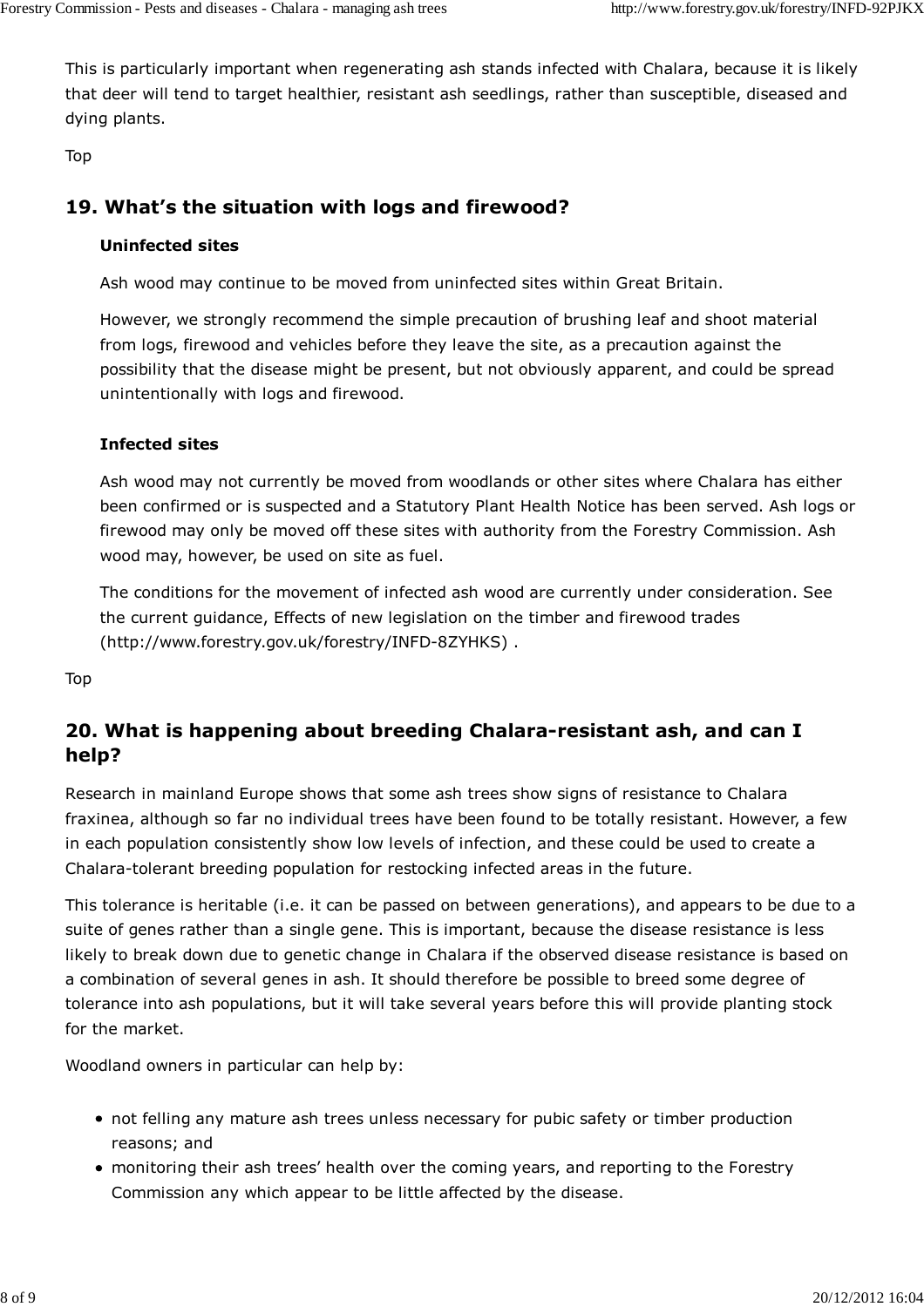This is particularly important when regenerating ash stands infected with Chalara, because it is likely that deer will tend to target healthier, resistant ash seedlings, rather than susceptible, diseased and dying plants.

Top

## 19. What's the situation with logs and firewood?

**Uninfected sites**

Ash wood may continue to be moved from uninfected sites within Great Britain.

However, we strongly recommend the simple precaution of brushing leaf and shoot material from logs, firewood and vehicles before they leave the site, as a precaution against the possibility that the disease might be present, but not obviously apparent, and could be spread unintentionally with logs and firewood.

**Infected sites**

Ash wood may not currently be moved from woodlands or other sites where Chalara has either been confirmed or is suspected and a Statutory Plant Health Notice has been served. Ash logs or firewood may only be moved off these sites with authority from the Forestry Commission. Ash wood may, however, be used on site as fuel.

The conditions for the movement of infected ash wood are currently under consideration. See the current guidance, Effects of new legislation on the timber and firewood trades (http://www.forestry.gov.uk/forestry/INFD-8ZYHKS) .

Top

## 20. What is happening about breeding Chalara-resistant ash, and can I help?

Research in mainland Europe shows that some ash trees show signs of resistance to Chalara fraxinea, although so far no individual trees have been found to be totally resistant. However, a few in each population consistently show low levels of infection, and these could be used to create a Chalara-tolerant breeding population for restocking infected areas in the future.

This tolerance is heritable (i.e. it can be passed on between generations), and appears to be due to a suite of genes rather than a single gene. This is important, because the disease resistance is less likely to break down due to genetic change in Chalara if the observed disease resistance is based on a combination of several genes in ash. It should therefore be possible to breed some degree of tolerance into ash populations, but it will take several years before this will provide planting stock for the market.

Woodland owners in particular can help by:

- not felling any mature ash trees unless necessary for pubic safety or timber production reasons; and
- monitoring their ash trees' health over the coming years, and reporting to the Forestry Commission any which appear to be little affected by the disease.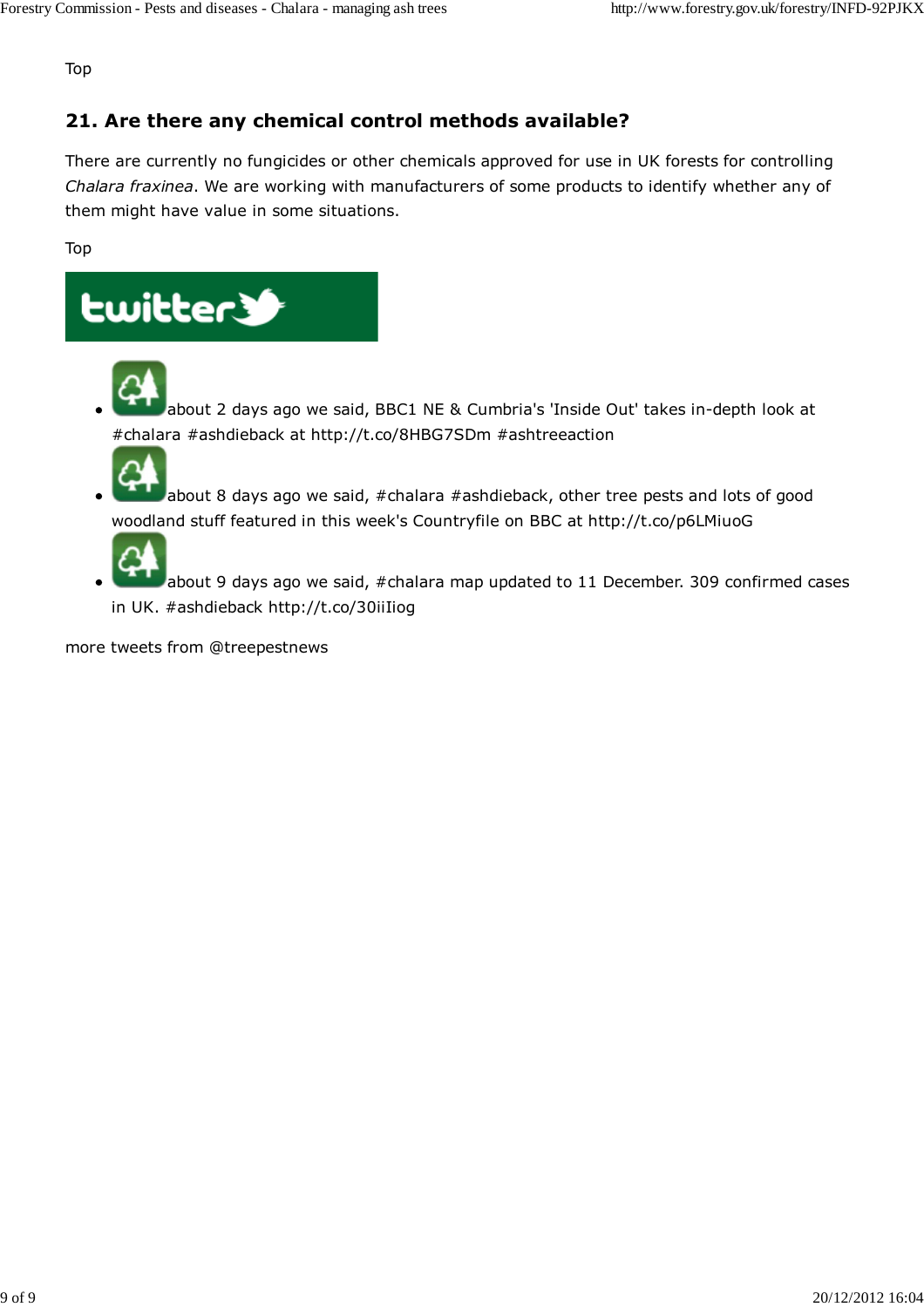Top

## 21. Are there any chemical control methods available?

There are currently no fungicides or other chemicals approved for use in UK forests for controlling *Chalara fraxinea*. We are working with manufacturers of some products to identify whether any of them might have value in some situations.

Top

twitter

- about 2 days ago we said, BBC1 NE & Cumbria's 'Inside Out' takes in-depth look at #chalara #ashdieback at http://t.co/8HBG7SDm #ashtreeaction
- about 8 days ago we said, #chalara #ashdieback, other tree pests and lots of good woodland stuff featured in this week's Countryfile on BBC at http://t.co/p6LMiuoG
- about 9 days ago we said, #chalara map updated to 11 December. 309 confirmed cases in UK. #ashdieback http://t.co/30iiIiog

more tweets from @treepestnews